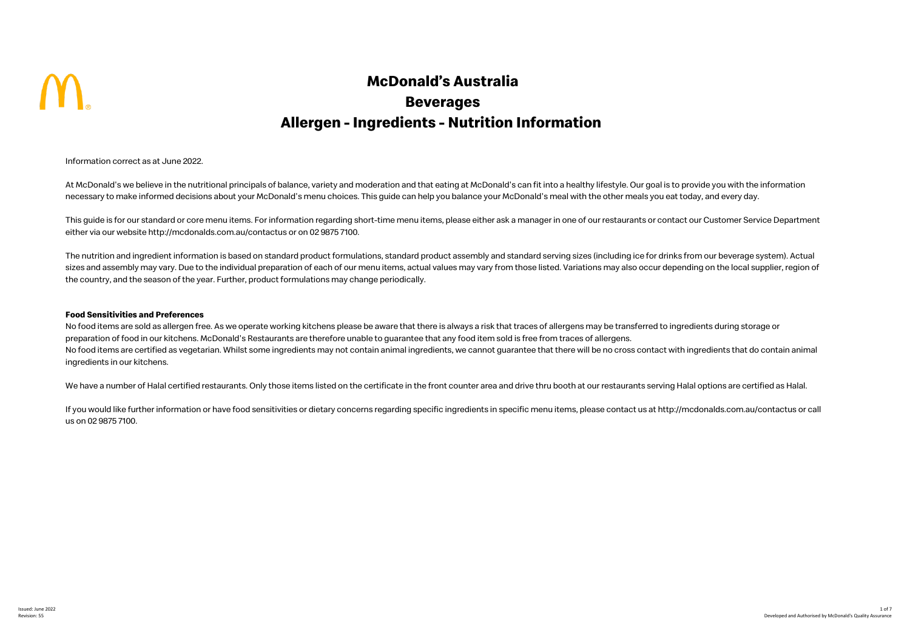# McDonald's Australia

# Beverages

# Allergen - Ingredients - Nutrition Information

Information correct as at June 2022.

At McDonald's we believe in the nutritional principals of balance, variety and moderation and that eating at McDonald's can fit into a healthy lifestyle. Our goal is to provide you with the information necessary to make informed decisions about your McDonald's menu choices. This guide can help you balance your McDonald's meal with the other meals you eat today, and every day.

This guide is for our standard or core menu items. For information regarding short-time menu items, please either ask a manager in one of our restaurants or contact our Customer Service Department either via our website http://mcdonalds.com.au/contactus or on 02 9875 7100.

The nutrition and ingredient information is based on standard product formulations, standard product assembly and standard serving sizes (including ice for drinks from our beverage system). Actual sizes and assembly may vary. Due to the individual preparation of each of our menu items, actual values may vary from those listed. Variations may also occur depending on the local supplier, region of the country, and the season of the year. Further, product formulations may change periodically.

**Food Sensitivities and Preferences**

No food items are sold as allergen free. As we operate working kitchens please be aware that there is always a risk that traces of allergens may be transferred to ingredients during storage or preparation of food in our kitchens. McDonald's Restaurants are therefore unable to guarantee that any food item sold is free from traces of allergens.

No food items are certified as vegetarian. Whilst some ingredients may not contain animal ingredients, we cannot guarantee that there will be no cross contact with ingredients that do contain animal ingredients in our kitchens.

We have a number of Halal certified restaurants. Only those items listed on the certificate in the front counter area and drive thru booth at our restaurants serving Halal options are certified as Halal.

If you would like further information or have food sensitivities or dietary concerns regarding specific ingredients in specific menu items, please contact us at http://mcdonalds.com.au/contactus or call us on 02 9875 7100.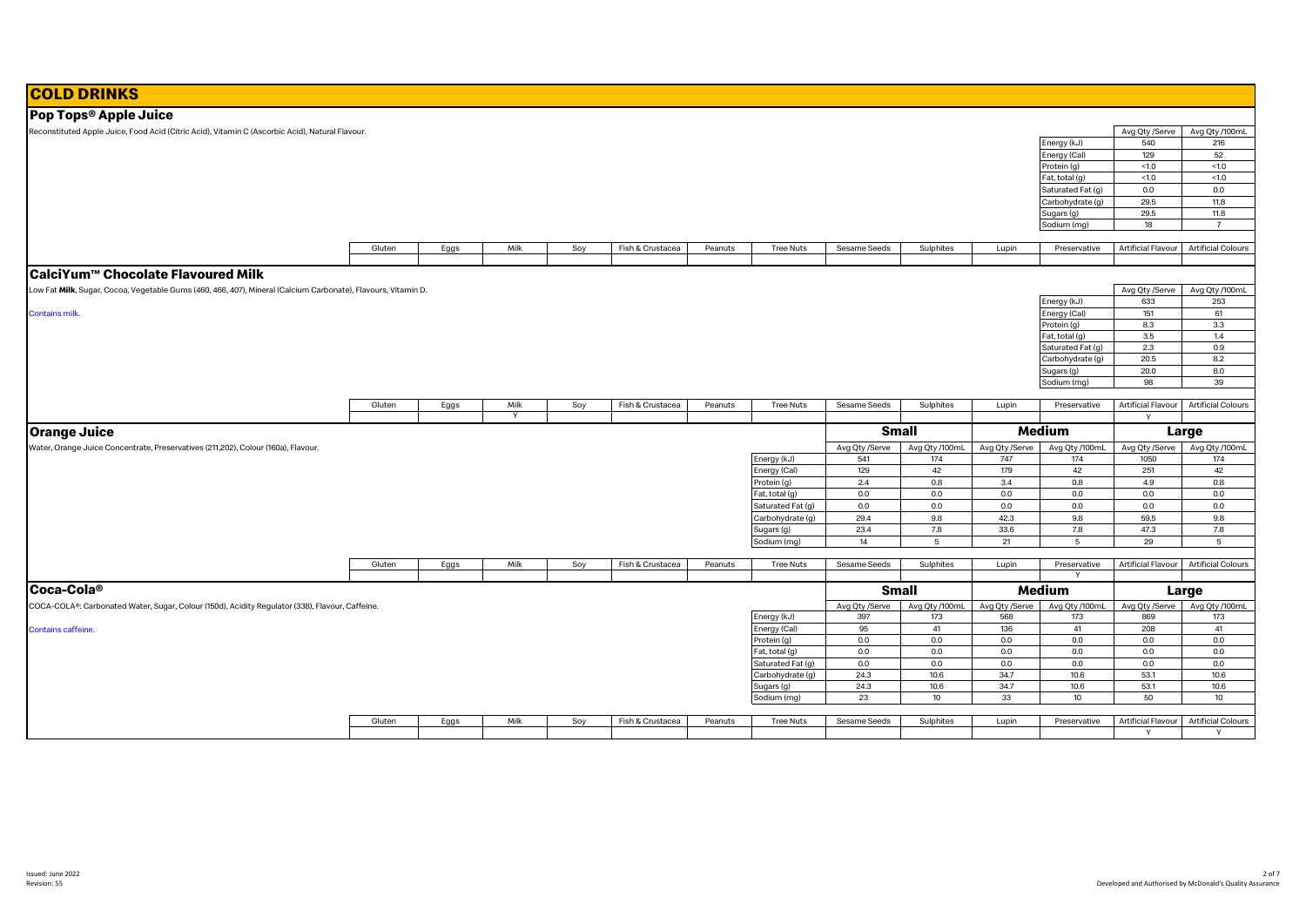# COLD DRINKS

## Pop Tops® Apple Juice

Reconstituted Apple Juice, Food Acid (Citric Acid), Vitamin C (Ascorbic Acid), Natural Flavour.

| | Avg Qty /Serve | Avg Qty /100mL |
|---|---|---|
| Energy (kJ) | 540 | 216 |
| Energy (Cal) | 129 | 52 |
| Protein (g) | <1.0 | <1.0 |
| Fat, total (g) | <1.0 | <1.0 |
| Saturated Fat (g) | 0.0 | 0.0 |
| Carbohydrate (g) | 29.5 | 11.8 |
| Sugars (g) | 29.5 | 11.8 |
| Sodium (mg) | 18 | 7 |

| Gluten | Eggs | Milk | Soy | Fish & Crustacea | Peanuts | Tree Nuts | Sesame Seeds | Sulphites | Lupin | Preservative | Artificial Flavour | Artificial Colours |
|---|---|---|---|---|---|---|---|---|---|---|---|---|
| | | | | | | | | | | | | |

## CalciYum™ Chocolate Flavoured Milk

Low Fat **Milk**, Sugar, Cocoa, Vegetable Gums (460, 466, 407), Mineral (Calcium Carbonate), Flavours, Vitamin D.

Contains milk.

| | Avg Qty /Serve | Avg Qty /100mL |
|---|---|---|
| Energy (kJ) | 633 | 253 |
| Energy (Cal) | 151 | 61 |
| Protein (g) | 8.3 | 3.3 |
| Fat, total (g) | 3.5 | 1.4 |
| Saturated Fat (g) | 2.3 | 0.9 |
| Carbohydrate (g) | 20.5 | 8.2 |
| Sugars (g) | 20.0 | 8.0 |
| Sodium (mg) | 98 | 39 |

| Gluten | Eggs | Milk | Soy | Fish & Crustacea | Peanuts | Tree Nuts | Sesame Seeds | Sulphites | Lupin | Preservative | Artificial Flavour | Artificial Colours |
|---|---|---|---|---|---|---|---|---|---|---|---|---|
| | | Y | | | | | | | | | Y | |

## Orange Juice

Water, Orange Juice Concentrate, Preservatives (211,202), Colour (160a), Flavour.

| | Small | | Medium | | Large | |
|---|---|---|---|---|---|---|
| | Avg Qty /Serve | Avg Qty /100mL | Avg Qty /Serve | Avg Qty /100mL | Avg Qty /Serve | Avg Qty /100mL |
| Energy (kJ) | 541 | 174 | 747 | 174 | 1050 | 174 |
| Energy (Cal) | 129 | 42 | 179 | 42 | 251 | 42 |
| Protein (g) | 2.4 | 0.8 | 3.4 | 0.8 | 4.9 | 0.8 |
| Fat, total (g) | 0.0 | 0.0 | 0.0 | 0.0 | 0.0 | 0.0 |
| Saturated Fat (g) | 0.0 | 0.0 | 0.0 | 0.0 | 0.0 | 0.0 |
| Carbohydrate (g) | 29.4 | 9.8 | 42.3 | 9.8 | 59.5 | 9.8 |
| Sugars (g) | 23.4 | 7.8 | 33.6 | 7.8 | 47.3 | 7.8 |
| Sodium (mg) | 14 | 5 | 21 | 5 | 29 | 5 |

| Gluten | Eggs | Milk | Soy | Fish & Crustacea | Peanuts | Tree Nuts | Sesame Seeds | Sulphites | Lupin | Preservative | Artificial Flavour | Artificial Colours |
|---|---|---|---|---|---|---|---|---|---|---|---|---|
| | | | | | | | | | | Y | | |

## Coca-Cola®

COCA-COLA®: Carbonated Water, Sugar, Colour (150d), Acidity Regulator (338), Flavour, Caffeine.

Contains caffeine.

| | Small | | Medium | | Large | |
|---|---|---|---|---|---|---|
| | Avg Qty /Serve | Avg Qty /100mL | Avg Qty /Serve | Avg Qty /100mL | Avg Qty /Serve | Avg Qty /100mL |
| Energy (kJ) | 397 | 173 | 568 | 173 | 869 | 173 |
| Energy (Cal) | 95 | 41 | 136 | 41 | 208 | 41 |
| Protein (g) | 0.0 | 0.0 | 0.0 | 0.0 | 0.0 | 0.0 |
| Fat, total (g) | 0.0 | 0.0 | 0.0 | 0.0 | 0.0 | 0.0 |
| Saturated Fat (g) | 0.0 | 0.0 | 0.0 | 0.0 | 0.0 | 0.0 |
| Carbohydrate (g) | 24.3 | 10.6 | 34.7 | 10.6 | 53.1 | 10.6 |
| Sugars (g) | 24.3 | 10.6 | 34.7 | 10.6 | 53.1 | 10.6 |
| Sodium (mg) | 23 | 10 | 33 | 10 | 50 | 10 |

| Gluten | Eggs | Milk | Soy | Fish & Crustacea | Peanuts | Tree Nuts | Sesame Seeds | Sulphites | Lupin | Preservative | Artificial Flavour | Artificial Colours |
|---|---|---|---|---|---|---|---|---|---|---|---|---|
| | | | | | | | | | | | Y | Y |

Issued: June 2022
Revision: 55

Developed and Authorised by McDonald's Quality Assurance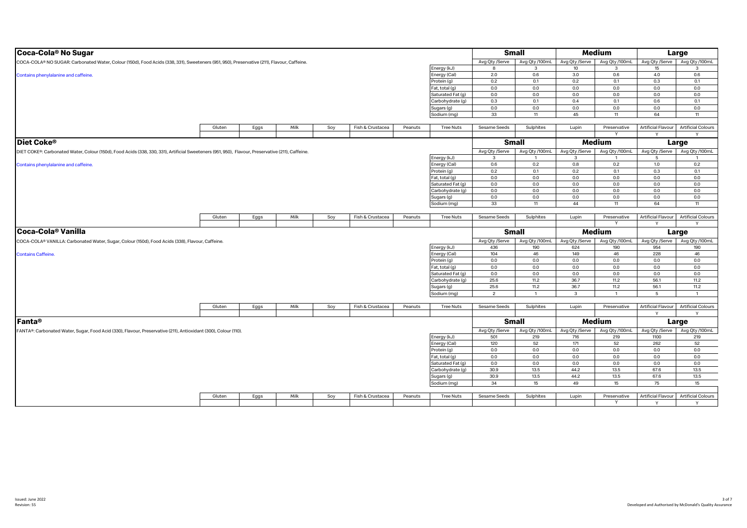## Coca-Cola® No Sugar

COCA-COLA® NO SUGAR: Carbonated Water, Colour (150d), Food Acids (338, 331), Sweeteners (951, 950), Preservative (211), Flavour, Caffeine.

Contains phenylalanine and caffeine.

| | Small | | Medium | | Large | |
|---|---|---|---|---|---|---|
| | Avg Qty /Serve | Avg Qty /100mL | Avg Qty /Serve | Avg Qty /100mL | Avg Qty /Serve | Avg Qty /100mL |
| Energy (kJ) | 8 | 3 | 10 | 3 | 15 | 3 |
| Energy (Cal) | 2.0 | 0.6 | 3.0 | 0.6 | 4.0 | 0.6 |
| Protein (g) | 0.2 | 0.1 | 0.2 | 0.1 | 0.3 | 0.1 |
| Fat, total (g) | 0.0 | 0.0 | 0.0 | 0.0 | 0.0 | 0.0 |
| Saturated Fat (g) | 0.0 | 0.0 | 0.0 | 0.0 | 0.0 | 0.0 |
| Carbohydrate (g) | 0.3 | 0.1 | 0.4 | 0.1 | 0.6 | 0.1 |
| Sugars (g) | 0.0 | 0.0 | 0.0 | 0.0 | 0.0 | 0.0 |
| Sodium (mg) | 33 | 11 | 45 | 11 | 64 | 11 |

| Gluten | Eggs | Milk | Soy | Fish & Crustacea | Peanuts | Tree Nuts | Sesame Seeds | Sulphites | Lupin | Preservative | Artificial Flavour | Artificial Colours |
|---|---|---|---|---|---|---|---|---|---|---|---|---|
| | | | | | | | | | | Y | Y | Y |

## Diet Coke®

DIET COKE®: Carbonated Water, Colour (150d), Food Acids (338, 330, 331), Artificial Sweeteners (951, 950), Flavour, Preservative (211), Caffeine.

Contains phenylalanine and caffeine.

| | Small | | Medium | | Large | |
|---|---|---|---|---|---|---|
| | Avg Qty /Serve | Avg Qty /100mL | Avg Qty /Serve | Avg Qty /100mL | Avg Qty /Serve | Avg Qty /100mL |
| Energy (kJ) | 3 | 1 | 3 | 1 | 5 | 1 |
| Energy (Cal) | 0.6 | 0.2 | 0.8 | 0.2 | 1.0 | 0.2 |
| Protein (g) | 0.2 | 0.1 | 0.2 | 0.1 | 0.3 | 0.1 |
| Fat, total (g) | 0.0 | 0.0 | 0.0 | 0.0 | 0.0 | 0.0 |
| Saturated Fat (g) | 0.0 | 0.0 | 0.0 | 0.0 | 0.0 | 0.0 |
| Carbohydrate (g) | 0.0 | 0.0 | 0.0 | 0.0 | 0.0 | 0.0 |
| Sugars (g) | 0.0 | 0.0 | 0.0 | 0.0 | 0.0 | 0.0 |
| Sodium (mg) | 33 | 11 | 44 | 11 | 64 | 11 |

| Gluten | Eggs | Milk | Soy | Fish & Crustacea | Peanuts | Tree Nuts | Sesame Seeds | Sulphites | Lupin | Preservative | Artificial Flavour | Artificial Colours |
|---|---|---|---|---|---|---|---|---|---|---|---|---|
| | | | | | | | | | | Y | Y | Y |

## Coca-Cola® Vanilla

COCA-COLA® VANILLA: Carbonated Water, Sugar, Colour (150d), Food Acids (338), Flavour, Caffeine.

Contains Caffeine.

| | Small | | Medium | | Large | |
|---|---|---|---|---|---|---|
| | Avg Qty /Serve | Avg Qty /100mL | Avg Qty /Serve | Avg Qty /100mL | Avg Qty /Serve | Avg Qty /100mL |
| Energy (kJ) | 436 | 190 | 624 | 190 | 954 | 190 |
| Energy (Cal) | 104 | 46 | 149 | 46 | 228 | 46 |
| Protein (g) | 0.0 | 0.0 | 0.0 | 0.0 | 0.0 | 0.0 |
| Fat, total (g) | 0.0 | 0.0 | 0.0 | 0.0 | 0.0 | 0.0 |
| Saturated Fat (g) | 0.0 | 0.0 | 0.0 | 0.0 | 0.0 | 0.0 |
| Carbohydrate (g) | 25.6 | 11.2 | 36.7 | 11.2 | 56.1 | 11.2 |
| Sugars (g) | 25.6 | 11.2 | 36.7 | 11.2 | 56.1 | 11.2 |
| Sodium (mg) | 2 | 1 | 3 | 1 | 5 | 1 |

| Gluten | Eggs | Milk | Soy | Fish & Crustacea | Peanuts | Tree Nuts | Sesame Seeds | Sulphites | Lupin | Preservative | Artificial Flavour | Artificial Colours |
|---|---|---|---|---|---|---|---|---|---|---|---|---|
| | | | | | | | | | | | Y | Y |

## Fanta®

FANTA®: Carbonated Water, Sugar, Food Acid (330), Flavour, Preservative (211), Antioxidant (300), Colour (110).

| | Small | | Medium | | Large | |
|---|---|---|---|---|---|---|
| | Avg Qty /Serve | Avg Qty /100mL | Avg Qty /Serve | Avg Qty /100mL | Avg Qty /Serve | Avg Qty /100mL |
| Energy (kJ) | 501 | 219 | 716 | 219 | 1100 | 219 |
| Energy (Cal) | 120 | 52 | 171 | 52 | 262 | 52 |
| Protein (g) | 0.0 | 0.0 | 0.0 | 0.0 | 0.0 | 0.0 |
| Fat, total (g) | 0.0 | 0.0 | 0.0 | 0.0 | 0.0 | 0.0 |
| Saturated Fat (g) | 0.0 | 0.0 | 0.0 | 0.0 | 0.0 | 0.0 |
| Carbohydrate (g) | 30.9 | 13.5 | 44.2 | 13.5 | 67.6 | 13.5 |
| Sugars (g) | 30.9 | 13.5 | 44.2 | 13.5 | 67.6 | 13.5 |
| Sodium (mg) | 34 | 15 | 49 | 15 | 75 | 15 |

| Gluten | Eggs | Milk | Soy | Fish & Crustacea | Peanuts | Tree Nuts | Sesame Seeds | Sulphites | Lupin | Preservative | Artificial Flavour | Artificial Colours |
|---|---|---|---|---|---|---|---|---|---|---|---|---|
| | | | | | | | | | | Y | Y | Y |

Issued: June 2022
Revision: 55

Developed and Authorised by McDonald's Quality Assurance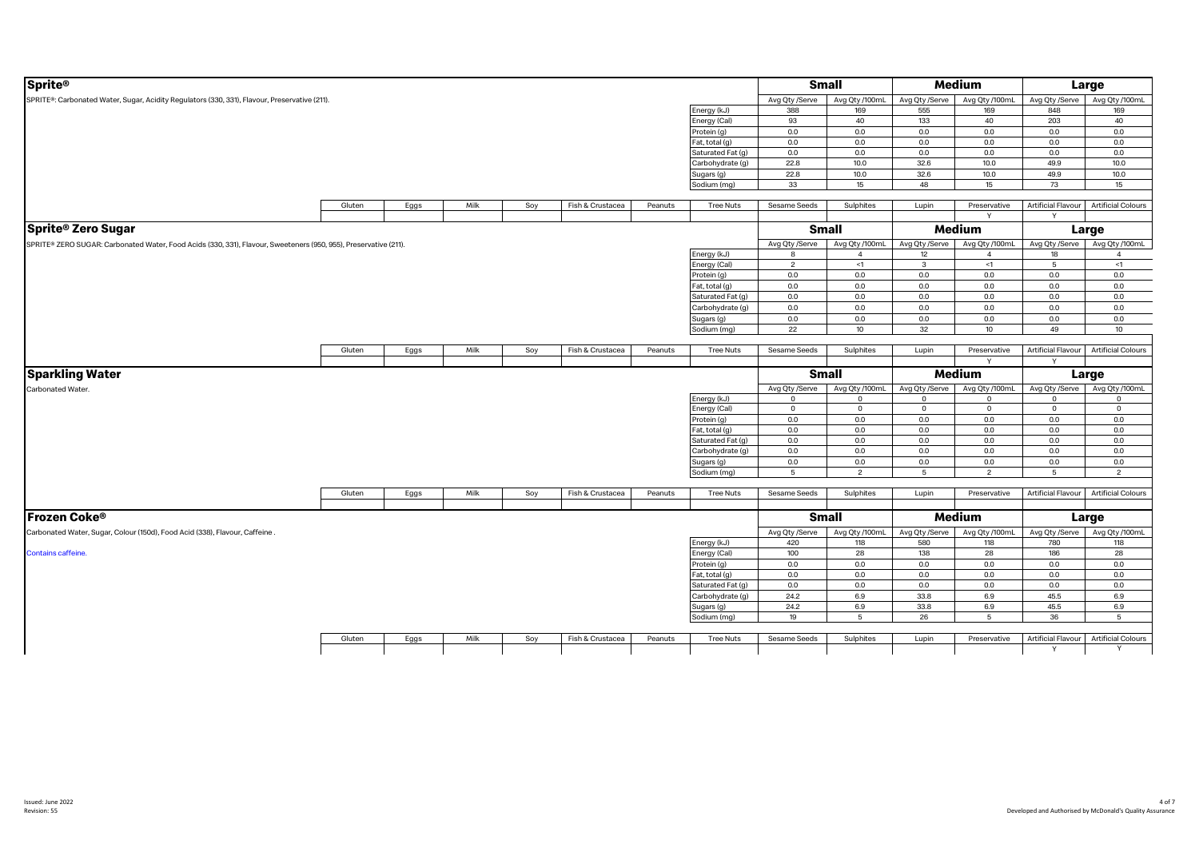## Sprite®

SPRITE®: Carbonated Water, Sugar, Acidity Regulators (330, 331), Flavour, Preservative (211).

| | Small | | Medium | | Large | |
|---|---|---|---|---|---|---|
| | Avg Qty /Serve | Avg Qty /100mL | Avg Qty /Serve | Avg Qty /100mL | Avg Qty /Serve | Avg Qty /100mL |
| Energy (kJ) | 388 | 169 | 555 | 169 | 848 | 169 |
| Energy (Cal) | 93 | 40 | 133 | 40 | 203 | 40 |
| Protein (g) | 0.0 | 0.0 | 0.0 | 0.0 | 0.0 | 0.0 |
| Fat, total (g) | 0.0 | 0.0 | 0.0 | 0.0 | 0.0 | 0.0 |
| Saturated Fat (g) | 0.0 | 0.0 | 0.0 | 0.0 | 0.0 | 0.0 |
| Carbohydrate (g) | 22.8 | 10.0 | 32.6 | 10.0 | 49.9 | 10.0 |
| Sugars (g) | 22.8 | 10.0 | 32.6 | 10.0 | 49.9 | 10.0 |
| Sodium (mg) | 33 | 15 | 48 | 15 | 73 | 15 |

| Gluten | Eggs | Milk | Soy | Fish & Crustacea | Peanuts | Tree Nuts | Sesame Seeds | Sulphites | Lupin | Preservative | Artificial Flavour | Artificial Colours |
|---|---|---|---|---|---|---|---|---|---|---|---|---|
| | | | | | | | | | | Y | Y | |

## Sprite® Zero Sugar

SPRITE® ZERO SUGAR: Carbonated Water, Food Acids (330, 331), Flavour, Sweeteners (950, 955), Preservative (211).

| | Small | | Medium | | Large | |
|---|---|---|---|---|---|---|
| | Avg Qty /Serve | Avg Qty /100mL | Avg Qty /Serve | Avg Qty /100mL | Avg Qty /Serve | Avg Qty /100mL |
| Energy (kJ) | 8 | 4 | 12 | 4 | 18 | 4 |
| Energy (Cal) | 2 | <1 | 3 | <1 | 5 | <1 |
| Protein (g) | 0.0 | 0.0 | 0.0 | 0.0 | 0.0 | 0.0 |
| Fat, total (g) | 0.0 | 0.0 | 0.0 | 0.0 | 0.0 | 0.0 |
| Saturated Fat (g) | 0.0 | 0.0 | 0.0 | 0.0 | 0.0 | 0.0 |
| Carbohydrate (g) | 0.0 | 0.0 | 0.0 | 0.0 | 0.0 | 0.0 |
| Sugars (g) | 0.0 | 0.0 | 0.0 | 0.0 | 0.0 | 0.0 |
| Sodium (mg) | 22 | 10 | 32 | 10 | 49 | 10 |

| Gluten | Eggs | Milk | Soy | Fish & Crustacea | Peanuts | Tree Nuts | Sesame Seeds | Sulphites | Lupin | Preservative | Artificial Flavour | Artificial Colours |
|---|---|---|---|---|---|---|---|---|---|---|---|---|
| | | | | | | | | | | Y | Y | |

## Sparkling Water

Carbonated Water.

| | Small | | Medium | | Large | |
|---|---|---|---|---|---|---|
| | Avg Qty /Serve | Avg Qty /100mL | Avg Qty /Serve | Avg Qty /100mL | Avg Qty /Serve | Avg Qty /100mL |
| Energy (kJ) | 0 | 0 | 0 | 0 | 0 | 0 |
| Energy (Cal) | 0 | 0 | 0 | 0 | 0 | 0 |
| Protein (g) | 0.0 | 0.0 | 0.0 | 0.0 | 0.0 | 0.0 |
| Fat, total (g) | 0.0 | 0.0 | 0.0 | 0.0 | 0.0 | 0.0 |
| Saturated Fat (g) | 0.0 | 0.0 | 0.0 | 0.0 | 0.0 | 0.0 |
| Carbohydrate (g) | 0.0 | 0.0 | 0.0 | 0.0 | 0.0 | 0.0 |
| Sugars (g) | 0.0 | 0.0 | 0.0 | 0.0 | 0.0 | 0.0 |
| Sodium (mg) | 5 | 2 | 5 | 2 | 5 | 2 |

| Gluten | Eggs | Milk | Soy | Fish & Crustacea | Peanuts | Tree Nuts | Sesame Seeds | Sulphites | Lupin | Preservative | Artificial Flavour | Artificial Colours |
|---|---|---|---|---|---|---|---|---|---|---|---|---|
| | | | | | | | | | | | | |

## Frozen Coke®

Carbonated Water, Sugar, Colour (150d), Food Acid (338), Flavour, Caffeine .

Contains caffeine.

| | Small | | Medium | | Large | |
|---|---|---|---|---|---|---|
| | Avg Qty /Serve | Avg Qty /100mL | Avg Qty /Serve | Avg Qty /100mL | Avg Qty /Serve | Avg Qty /100mL |
| Energy (kJ) | 420 | 118 | 580 | 118 | 780 | 118 |
| Energy (Cal) | 100 | 28 | 138 | 28 | 186 | 28 |
| Protein (g) | 0.0 | 0.0 | 0.0 | 0.0 | 0.0 | 0.0 |
| Fat, total (g) | 0.0 | 0.0 | 0.0 | 0.0 | 0.0 | 0.0 |
| Saturated Fat (g) | 0.0 | 0.0 | 0.0 | 0.0 | 0.0 | 0.0 |
| Carbohydrate (g) | 24.2 | 6.9 | 33.8 | 6.9 | 45.5 | 6.9 |
| Sugars (g) | 24.2 | 6.9 | 33.8 | 6.9 | 45.5 | 6.9 |
| Sodium (mg) | 19 | 5 | 26 | 5 | 36 | 5 |

| Gluten | Eggs | Milk | Soy | Fish & Crustacea | Peanuts | Tree Nuts | Sesame Seeds | Sulphites | Lupin | Preservative | Artificial Flavour | Artificial Colours |
|---|---|---|---|---|---|---|---|---|---|---|---|---|
| | | | | | | | | | | | Y | Y |

Issued: June 2022
Revision: 55

Developed and Authorised by McDonald's Quality Assurance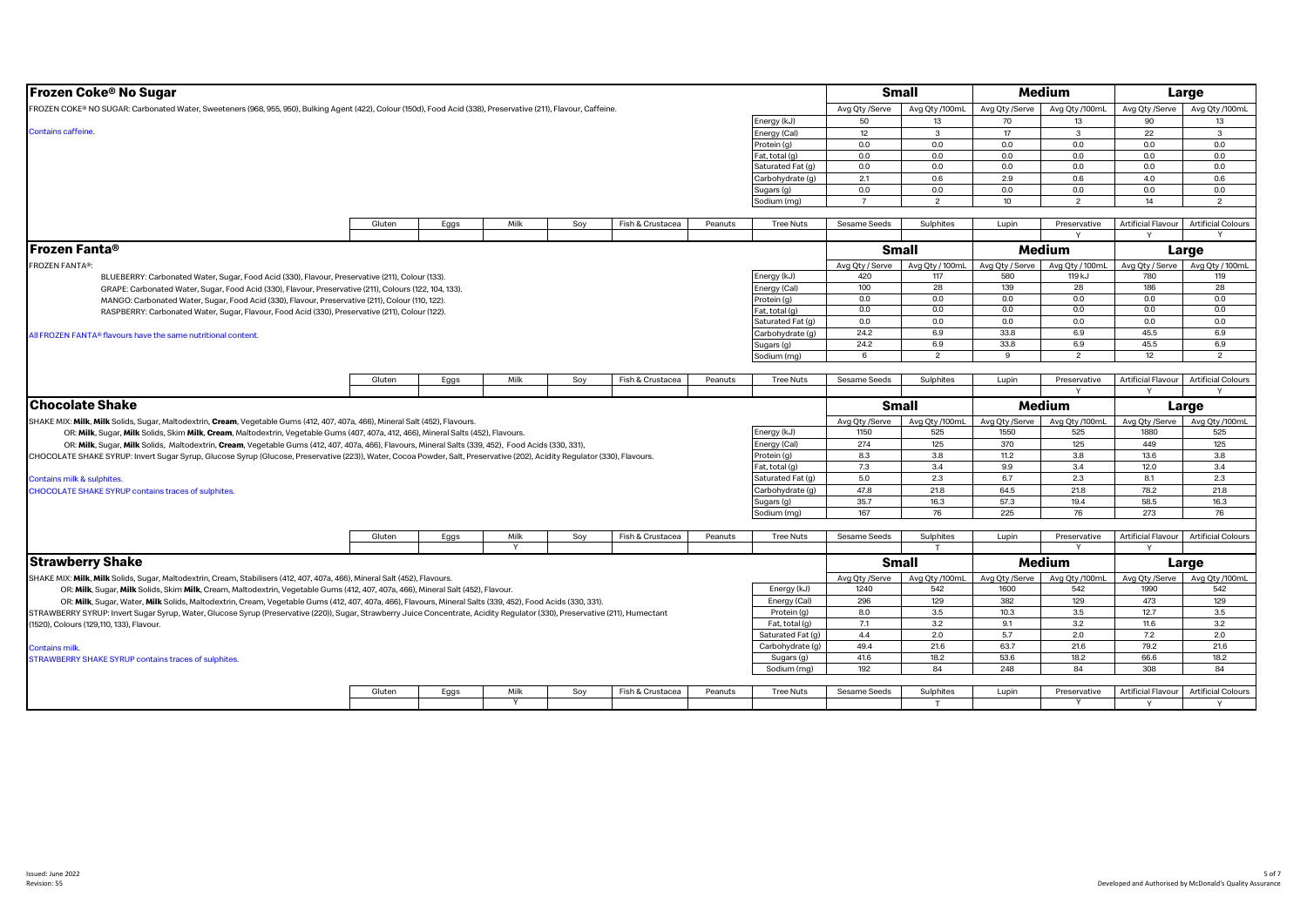## Frozen Coke® No Sugar

FROZEN COKE® NO SUGAR: Carbonated Water, Sweeteners (968, 955, 950), Bulking Agent (422), Colour (150d), Food Acid (338), Preservative (211), Flavour, Caffeine.

Contains caffeine.

| | Small | | Medium | | Large | |
|---|---|---|---|---|---|---|
| | Avg Qty /Serve | Avg Qty /100mL | Avg Qty /Serve | Avg Qty /100mL | Avg Qty /Serve | Avg Qty /100mL |
| Energy (kJ) | 50 | 13 | 70 | 13 | 90 | 13 |
| Energy (Cal) | 12 | 3 | 17 | 3 | 22 | 3 |
| Protein (g) | 0.0 | 0.0 | 0.0 | 0.0 | 0.0 | 0.0 |
| Fat, total (g) | 0.0 | 0.0 | 0.0 | 0.0 | 0.0 | 0.0 |
| Saturated Fat (g) | 0.0 | 0.0 | 0.0 | 0.0 | 0.0 | 0.0 |
| Carbohydrate (g) | 2.1 | 0.6 | 2.9 | 0.6 | 4.0 | 0.6 |
| Sugars (g) | 0.0 | 0.0 | 0.0 | 0.0 | 0.0 | 0.0 |
| Sodium (mg) | 7 | 2 | 10 | 2 | 14 | 2 |

| Gluten | Eggs | Milk | Soy | Fish & Crustacea | Peanuts | Tree Nuts | Sesame Seeds | Sulphites | Lupin | Preservative | Artificial Flavour | Artificial Colours |
|---|---|---|---|---|---|---|---|---|---|---|---|---|
| | | | | | | | | | | Y | Y | Y |

## Frozen Fanta®

FROZEN FANTA®:

BLUEBERRY: Carbonated Water, Sugar, Food Acid (330), Flavour, Preservative (211), Colour (133).

GRAPE: Carbonated Water, Sugar, Food Acid (330), Flavour, Preservative (211), Colours (122, 104, 133).

MANGO: Carbonated Water, Sugar, Food Acid (330), Flavour, Preservative (211), Colour (110, 122).

RASPBERRY: Carbonated Water, Sugar, Flavour, Food Acid (330), Preservative (211), Colour (122).

All FROZEN FANTA® flavours have the same nutritional content.

| | Small | | Medium | | Large | |
|---|---|---|---|---|---|---|
| | Avg Qty / Serve | Avg Qty / 100mL | Avg Qty / Serve | Avg Qty / 100mL | Avg Qty / Serve | Avg Qty / 100mL |
| Energy (kJ) | 420 | 117 | 580 | 119 kJ | 780 | 119 |
| Energy (Cal) | 100 | 28 | 139 | 28 | 186 | 28 |
| Protein (g) | 0.0 | 0.0 | 0.0 | 0.0 | 0.0 | 0.0 |
| Fat, total (g) | 0.0 | 0.0 | 0.0 | 0.0 | 0.0 | 0.0 |
| Saturated Fat (g) | 0.0 | 0.0 | 0.0 | 0.0 | 0.0 | 0.0 |
| Carbohydrate (g) | 24.2 | 6.9 | 33.8 | 6.9 | 45.5 | 6.9 |
| Sugars (g) | 24.2 | 6.9 | 33.8 | 6.9 | 45.5 | 6.9 |
| Sodium (mg) | 6 | 2 | 9 | 2 | 12 | 2 |

| Gluten | Eggs | Milk | Soy | Fish & Crustacea | Peanuts | Tree Nuts | Sesame Seeds | Sulphites | Lupin | Preservative | Artificial Flavour | Artificial Colours |
|---|---|---|---|---|---|---|---|---|---|---|---|---|
| | | | | | | | | | | Y | Y | Y |

## Chocolate Shake

SHAKE MIX: **Milk**, **Milk** Solids, Sugar, Maltodextrin, **Cream**, Vegetable Gums (412, 407, 407a, 466), Mineral Salt (452), Flavours.

OR: **Milk**, Sugar, **Milk** Solids, Skim **Milk**, **Cream**, Maltodextrin, Vegetable Gums (407, 407a, 412, 466), Mineral Salts (452), Flavours.

OR: **Milk**, Sugar, **Milk** Solids, Maltodextrin, **Cream**, Vegetable Gums (412, 407, 407a, 466), Flavours, Mineral Salts (339, 452), Food Acids (330, 331),

CHOCOLATE SHAKE SYRUP: Invert Sugar Syrup, Glucose Syrup (Glucose, Preservative (223)), Water, Cocoa Powder, Salt, Preservative (202), Acidity Regulator (330), Flavours.

Contains milk & sulphites.

CHOCOLATE SHAKE SYRUP contains traces of sulphites.

| | Small | | Medium | | Large | |
|---|---|---|---|---|---|---|
| | Avg Qty /Serve | Avg Qty /100mL | Avg Qty /Serve | Avg Qty /100mL | Avg Qty /Serve | Avg Qty /100mL |
| Energy (kJ) | 1150 | 525 | 1550 | 525 | 1880 | 525 |
| Energy (Cal) | 274 | 125 | 370 | 125 | 449 | 125 |
| Protein (g) | 8.3 | 3.8 | 11.2 | 3.8 | 13.6 | 3.8 |
| Fat, total (g) | 7.3 | 3.4 | 9.9 | 3.4 | 12.0 | 3.4 |
| Saturated Fat (g) | 5.0 | 2.3 | 6.7 | 2.3 | 8.1 | 2.3 |
| Carbohydrate (g) | 47.8 | 21.8 | 64.5 | 21.8 | 78.2 | 21.8 |
| Sugars (g) | 35.7 | 16.3 | 57.3 | 19.4 | 58.5 | 16.3 |
| Sodium (mg) | 167 | 76 | 225 | 76 | 273 | 76 |

| Gluten | Eggs | Milk | Soy | Fish & Crustacea | Peanuts | Tree Nuts | Sesame Seeds | Sulphites | Lupin | Preservative | Artificial Flavour | Artificial Colours |
|---|---|---|---|---|---|---|---|---|---|---|---|---|
| | | Y | | | | | | T | | Y | Y | |

## Strawberry Shake

SHAKE MIX: **Milk**, **Milk** Solids, Sugar, Maltodextrin, Cream, Stabilisers (412, 407, 407a, 466), Mineral Salt (452), Flavours.

OR: **Milk**, Sugar, **Milk** Solids, Skim **Milk**, Cream, Maltodextrin, Vegetable Gums (412, 407, 407a, 466), Mineral Salt (452), Flavour.

OR: **Milk**, Sugar, Water, **Milk** Solids, Maltodextrin, Cream, Vegetable Gums (412, 407, 407a, 466), Flavours, Mineral Salts (339, 452), Food Acids (330, 331).

STRAWBERRY SYRUP: Invert Sugar Syrup, Water, Glucose Syrup (Preservative (220)), Sugar, Strawberry Juice Concentrate, Acidity Regulator (330), Preservative (211), Humectant (1520), Colours (129,110, 133), Flavour.

Contains milk.

STRAWBERRY SHAKE SYRUP contains traces of sulphites.

| | Small | | Medium | | Large | |
|---|---|---|---|---|---|---|
| | Avg Qty /Serve | Avg Qty /100mL | Avg Qty /Serve | Avg Qty /100mL | Avg Qty /Serve | Avg Qty /100mL |
| Energy (kJ) | 1240 | 542 | 1600 | 542 | 1990 | 542 |
| Energy (Cal) | 296 | 129 | 382 | 129 | 473 | 129 |
| Protein (g) | 8.0 | 3.5 | 10.3 | 3.5 | 12.7 | 3.5 |
| Fat, total (g) | 7.1 | 3.2 | 9.1 | 3.2 | 11.6 | 3.2 |
| Saturated Fat (g) | 4.4 | 2.0 | 5.7 | 2.0 | 7.2 | 2.0 |
| Carbohydrate (g) | 49.4 | 21.6 | 63.7 | 21.6 | 79.2 | 21.6 |
| Sugars (g) | 41.6 | 18.2 | 53.6 | 18.2 | 66.6 | 18.2 |
| Sodium (mg) | 192 | 84 | 248 | 84 | 308 | 84 |

| Gluten | Eggs | Milk | Soy | Fish & Crustacea | Peanuts | Tree Nuts | Sesame Seeds | Sulphites | Lupin | Preservative | Artificial Flavour | Artificial Colours |
|---|---|---|---|---|---|---|---|---|---|---|---|---|
| | | Y | | | | | | T | | Y | Y | Y |

Issued: June 2022
Revision: 55

Developed and Authorised by McDonald's Quality Assurance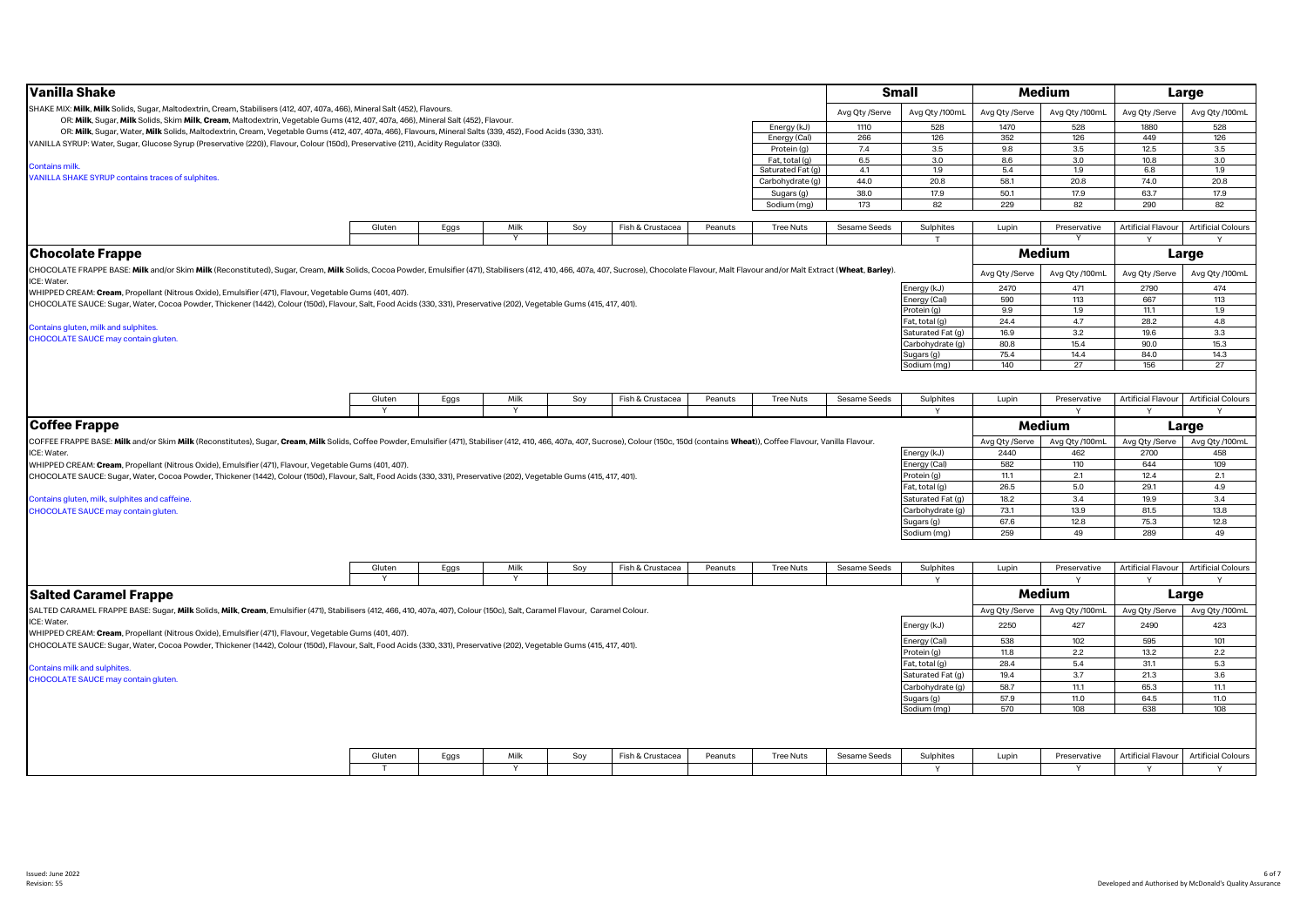## Vanilla Shake

SHAKE MIX: **Milk**, **Milk** Solids, Sugar, Maltodextrin, Cream, Stabilisers (412, 407, 407a, 466), Mineral Salt (452), Flavours.
OR: **Milk**, Sugar, **Milk** Solids, Skim **Milk**, **Cream**, Maltodextrin, Vegetable Gums (412, 407, 407a, 466), Mineral Salt (452), Flavour.
OR: **Milk**, Sugar, Water, **Milk** Solids, Maltodextrin, Cream, Vegetable Gums (412, 407, 407a, 466), Flavours, Mineral Salts (339, 452), Food Acids (330, 331).
VANILLA SYRUP: Water, Sugar, Glucose Syrup (Preservative (220)), Flavour, Colour (150d), Preservative (211), Acidity Regulator (330).

Contains milk.
VANILLA SHAKE SYRUP contains traces of sulphites.

| | Small | | Medium | | Large | |
|---|---|---|---|---|---|---|
| | Avg Qty /Serve | Avg Qty /100mL | Avg Qty /Serve | Avg Qty /100mL | Avg Qty /Serve | Avg Qty /100mL |
| Energy (kJ) | 1110 | 528 | 1470 | 528 | 1880 | 528 |
| Energy (Cal) | 266 | 126 | 352 | 126 | 449 | 126 |
| Protein (g) | 7.4 | 3.5 | 9.8 | 3.5 | 12.5 | 3.5 |
| Fat, total (g) | 6.5 | 3.0 | 8.6 | 3.0 | 10.8 | 3.0 |
| Saturated Fat (g) | 4.1 | 1.9 | 5.4 | 1.9 | 6.8 | 1.9 |
| Carbohydrate (g) | 44.0 | 20.8 | 58.1 | 20.8 | 74.0 | 20.8 |
| Sugars (g) | 38.0 | 17.9 | 50.1 | 17.9 | 63.7 | 17.9 |
| Sodium (mg) | 173 | 82 | 229 | 82 | 290 | 82 |

| Gluten | Eggs | Milk | Soy | Fish & Crustacea | Peanuts | Tree Nuts | Sesame Seeds | Sulphites | Lupin | Preservative | Artificial Flavour | Artificial Colours |
|---|---|---|---|---|---|---|---|---|---|---|---|---|
| | | Y | | | | | | T | | Y | Y | Y |

## Chocolate Frappe

CHOCOLATE FRAPPE BASE: **Milk** and/or Skim **Milk** (Reconstituted), Sugar, Cream, **Milk** Solids, Cocoa Powder, Emulsifier (471), Stabilisers (412, 410, 466, 407a, 407, Sucrose), Chocolate Flavour, Malt Flavour and/or Malt Extract (**Wheat**, **Barley**).
ICE: Water.
WHIPPED CREAM: **Cream**, Propellant (Nitrous Oxide), Emulsifier (471), Flavour, Vegetable Gums (401, 407).
CHOCOLATE SAUCE: Sugar, Water, Cocoa Powder, Thickener (1442), Colour (150d), Flavour, Salt, Food Acids (330, 331), Preservative (202), Vegetable Gums (415, 417, 401).

Contains gluten, milk and sulphites.
CHOCOLATE SAUCE may contain gluten.

| | Medium | | Large | |
|---|---|---|---|---|
| | Avg Qty /Serve | Avg Qty /100mL | Avg Qty /Serve | Avg Qty /100mL |
| Energy (kJ) | 2470 | 471 | 2790 | 474 |
| Energy (Cal) | 590 | 113 | 667 | 113 |
| Protein (g) | 9.9 | 1.9 | 11.1 | 1.9 |
| Fat, total (g) | 24.4 | 4.7 | 28.2 | 4.8 |
| Saturated Fat (g) | 16.9 | 3.2 | 19.6 | 3.3 |
| Carbohydrate (g) | 80.8 | 15.4 | 90.0 | 15.3 |
| Sugars (g) | 75.4 | 14.4 | 84.0 | 14.3 |
| Sodium (mg) | 140 | 27 | 156 | 27 |

| Gluten | Eggs | Milk | Soy | Fish & Crustacea | Peanuts | Tree Nuts | Sesame Seeds | Sulphites | Lupin | Preservative | Artificial Flavour | Artificial Colours |
|---|---|---|---|---|---|---|---|---|---|---|---|---|
| Y | | Y | | | | | | Y | | Y | Y | Y |

## Coffee Frappe

COFFEE FRAPPE BASE: **Milk** and/or Skim **Milk** (Reconstitutes), Sugar, **Cream**, **Milk** Solids, Coffee Powder, Emulsifier (471), Stabiliser (412, 410, 466, 407a, 407, Sucrose), Colour (150c, 150d (contains **Wheat**)), Coffee Flavour, Vanilla Flavour.
ICE: Water.
WHIPPED CREAM: **Cream**, Propellant (Nitrous Oxide), Emulsifier (471), Flavour, Vegetable Gums (401, 407).
CHOCOLATE SAUCE: Sugar, Water, Cocoa Powder, Thickener (1442), Colour (150d), Flavour, Salt, Food Acids (330, 331), Preservative (202), Vegetable Gums (415, 417, 401).

Contains gluten, milk, sulphites and caffeine.
CHOCOLATE SAUCE may contain gluten.

| | Medium | | Large | |
|---|---|---|---|---|
| | Avg Qty /Serve | Avg Qty /100mL | Avg Qty /Serve | Avg Qty /100mL |
| Energy (kJ) | 2440 | 462 | 2700 | 458 |
| Energy (Cal) | 582 | 110 | 644 | 109 |
| Protein (g) | 11.1 | 2.1 | 12.4 | 2.1 |
| Fat, total (g) | 26.5 | 5.0 | 29.1 | 4.9 |
| Saturated Fat (g) | 18.2 | 3.4 | 19.9 | 3.4 |
| Carbohydrate (g) | 73.1 | 13.9 | 81.5 | 13.8 |
| Sugars (g) | 67.6 | 12.8 | 75.3 | 12.8 |
| Sodium (mg) | 259 | 49 | 289 | 49 |

| Gluten | Eggs | Milk | Soy | Fish & Crustacea | Peanuts | Tree Nuts | Sesame Seeds | Sulphites | Lupin | Preservative | Artificial Flavour | Artificial Colours |
|---|---|---|---|---|---|---|---|---|---|---|---|---|
| Y | | Y | | | | | | Y | | Y | Y | Y |

## Salted Caramel Frappe

SALTED CARAMEL FRAPPE BASE: Sugar, **Milk** Solids, **Milk**, **Cream**, Emulsifier (471), Stabilisers (412, 466, 410, 407a, 407), Colour (150c), Salt, Caramel Flavour, Caramel Colour.
ICE: Water.
WHIPPED CREAM: **Cream**, Propellant (Nitrous Oxide), Emulsifier (471), Flavour, Vegetable Gums (401, 407).
CHOCOLATE SAUCE: Sugar, Water, Cocoa Powder, Thickener (1442), Colour (150d), Flavour, Salt, Food Acids (330, 331), Preservative (202), Vegetable Gums (415, 417, 401).

Contains milk and sulphites.
CHOCOLATE SAUCE may contain gluten.

| | Medium | | Large | |
|---|---|---|---|---|
| | Avg Qty /Serve | Avg Qty /100mL | Avg Qty /Serve | Avg Qty /100mL |
| Energy (kJ) | 2250 | 427 | 2490 | 423 |
| Energy (Cal) | 538 | 102 | 595 | 101 |
| Protein (g) | 11.8 | 2.2 | 13.2 | 2.2 |
| Fat, total (g) | 28.4 | 5.4 | 31.1 | 5.3 |
| Saturated Fat (g) | 19.4 | 3.7 | 21.3 | 3.6 |
| Carbohydrate (g) | 58.7 | 11.1 | 65.3 | 11.1 |
| Sugars (g) | 57.9 | 11.0 | 64.5 | 11.0 |
| Sodium (mg) | 570 | 108 | 638 | 108 |

| Gluten | Eggs | Milk | Soy | Fish & Crustacea | Peanuts | Tree Nuts | Sesame Seeds | Sulphites | Lupin | Preservative | Artificial Flavour | Artificial Colours |
|---|---|---|---|---|---|---|---|---|---|---|---|---|
| T | | Y | | | | | | Y | | Y | Y | Y |

Issued: June 2022
Revision: 55

Developed and Authorised by McDonald's Quality Assurance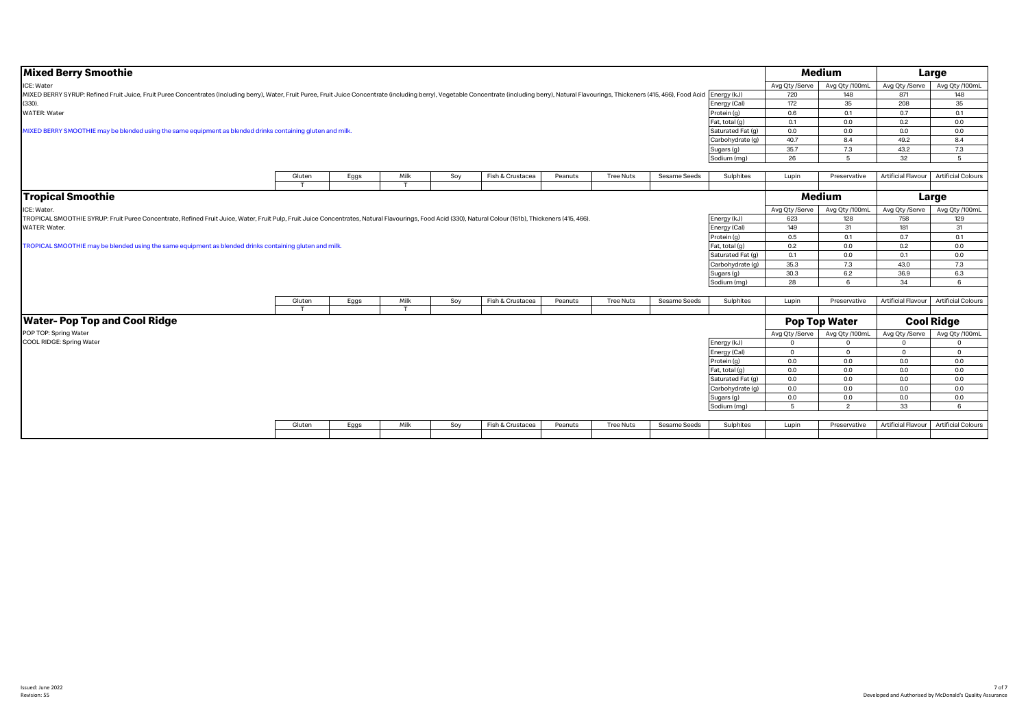## Mixed Berry Smoothie

ICE: Water

MIXED BERRY SYRUP: Refined Fruit Juice, Fruit Puree Concentrates (Including berry), Water, Fruit Puree, Fruit Juice Concentrate (including berry), Vegetable Concentrate (including berry), Natural Flavourings, Thickeners (415, 466), Food Acid (330).

WATER: Water

MIXED BERRY SMOOTHIE may be blended using the same equipment as blended drinks containing gluten and milk.

| | Medium | | Large | |
|---|---|---|---|---|
| | Avg Qty /Serve | Avg Qty /100mL | Avg Qty /Serve | Avg Qty /100mL |
| Energy (kJ) | 720 | 148 | 871 | 148 |
| Energy (Cal) | 172 | 35 | 208 | 35 |
| Protein (g) | 0.6 | 0.1 | 0.7 | 0.1 |
| Fat, total (g) | 0.1 | 0.0 | 0.2 | 0.0 |
| Saturated Fat (g) | 0.0 | 0.0 | 0.0 | 0.0 |
| Carbohydrate (g) | 40.7 | 8.4 | 49.2 | 8.4 |
| Sugars (g) | 35.7 | 7.3 | 43.2 | 7.3 |
| Sodium (mg) | 26 | 5 | 32 | 5 |

| Gluten | Eggs | Milk | Soy | Fish & Crustacea | Peanuts | Tree Nuts | Sesame Seeds | Sulphites | Lupin | Preservative | Artificial Flavour | Artificial Colours |
|---|---|---|---|---|---|---|---|---|---|---|---|---|
| T | | T | | | | | | | | | | |

## Tropical Smoothie

ICE: Water.

TROPICAL SMOOTHIE SYRUP: Fruit Puree Concentrate, Refined Fruit Juice, Water, Fruit Pulp, Fruit Juice Concentrates, Natural Flavourings, Food Acid (330), Natural Colour (161b), Thickeners (415, 466).

WATER: Water.

TROPICAL SMOOTHIE may be blended using the same equipment as blended drinks containing gluten and milk.

| | Medium | | Large | |
|---|---|---|---|---|
| | Avg Qty /Serve | Avg Qty /100mL | Avg Qty /Serve | Avg Qty /100mL |
| Energy (kJ) | 623 | 128 | 758 | 129 |
| Energy (Cal) | 149 | 31 | 181 | 31 |
| Protein (g) | 0.5 | 0.1 | 0.7 | 0.1 |
| Fat, total (g) | 0.2 | 0.0 | 0.2 | 0.0 |
| Saturated Fat (g) | 0.1 | 0.0 | 0.1 | 0.0 |
| Carbohydrate (g) | 35.3 | 7.3 | 43.0 | 7.3 |
| Sugars (g) | 30.3 | 6.2 | 36.9 | 6.3 |
| Sodium (mg) | 28 | 6 | 34 | 6 |

| Gluten | Eggs | Milk | Soy | Fish & Crustacea | Peanuts | Tree Nuts | Sesame Seeds | Sulphites | Lupin | Preservative | Artificial Flavour | Artificial Colours |
|---|---|---|---|---|---|---|---|---|---|---|---|---|
| T | | T | | | | | | | | | | |

## Water- Pop Top and Cool Ridge

POP TOP: Spring Water

COOL RIDGE: Spring Water

| | Pop Top Water | | Cool Ridge | |
|---|---|---|---|---|
| | Avg Qty /Serve | Avg Qty /100mL | Avg Qty /Serve | Avg Qty /100mL |
| Energy (kJ) | 0 | 0 | 0 | 0 |
| Energy (Cal) | 0 | 0 | 0 | 0 |
| Protein (g) | 0.0 | 0.0 | 0.0 | 0.0 |
| Fat, total (g) | 0.0 | 0.0 | 0.0 | 0.0 |
| Saturated Fat (g) | 0.0 | 0.0 | 0.0 | 0.0 |
| Carbohydrate (g) | 0.0 | 0.0 | 0.0 | 0.0 |
| Sugars (g) | 0.0 | 0.0 | 0.0 | 0.0 |
| Sodium (mg) | 5 | 2 | 33 | 6 |

| Gluten | Eggs | Milk | Soy | Fish & Crustacea | Peanuts | Tree Nuts | Sesame Seeds | Sulphites | Lupin | Preservative | Artificial Flavour | Artificial Colours |
|---|---|---|---|---|---|---|---|---|---|---|---|---|
| | | | | | | | | | | | | |

Issued: June 2022
Revision: 55

Developed and Authorised by McDonald's Quality Assurance